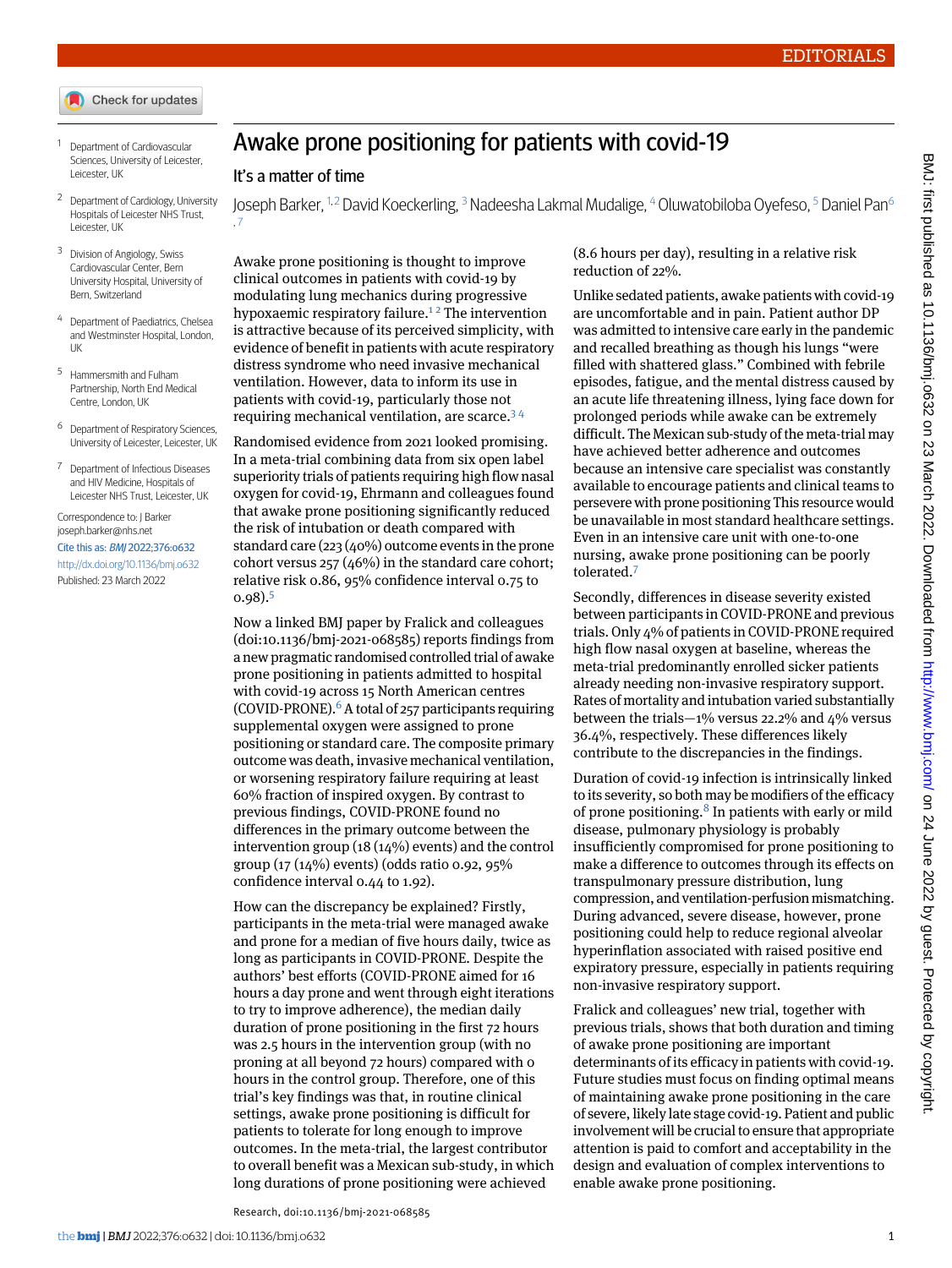EDITORIALS

# Awake prone positioning for patients with covid-19

## It's a matter of time

Joseph Barker,[1,2] David Koeckerling,[3] Nadeesha Lakmal Mudalige,[4] Oluwatobiloba Oyefeso,[5] Daniel Pan[6,7]

1. Department of Cardiovascular Sciences, University of Leicester, Leicester, UK
2. Department of Cardiology, University Hospitals of Leicester NHS Trust, Leicester, UK
3. Division of Angiology, Swiss Cardiovascular Center, Bern University Hospital, University of Bern, Switzerland
4. Department of Paediatrics, Chelsea and Westminster Hospital, London, UK
5. Hammersmith and Fulham Partnership, North End Medical Centre, London, UK
6. Department of Respiratory Sciences, University of Leicester, Leicester, UK
7. Department of Infectious Diseases and HIV Medicine, Hospitals of Leicester NHS Trust, Leicester, UK

Correspondence to: J Barker joseph.barker@nhs.net

Cite this as: *BMJ* 2022;376:o632

http://dx.doi.org/10.1136/bmj.o632

Published: 23 March 2022

Awake prone positioning is thought to improve clinical outcomes in patients with covid-19 by modulating lung mechanics during progressive hypoxaemic respiratory failure.[1,2] The intervention is attractive because of its perceived simplicity, with evidence of benefit in patients with acute respiratory distress syndrome who need invasive mechanical ventilation. However, data to inform its use in patients with covid-19, particularly those not requiring mechanical ventilation, are scarce.[3,4]

Randomised evidence from 2021 looked promising. In a meta-trial combining data from six open label superiority trials of patients requiring high flow nasal oxygen for covid-19, Ehrmann and colleagues found that awake prone positioning significantly reduced the risk of intubation or death compared with standard care (223 (40%) outcome events in the prone cohort versus 257 (46%) in the standard care cohort; relative risk 0.86, 95% confidence interval 0.75 to 0.98).[5]

Now a linked BMJ paper by Fralick and colleagues (doi:10.1136/bmj-2021-068585) reports findings from a new pragmatic randomised controlled trial of awake prone positioning in patients admitted to hospital with covid-19 across 15 North American centres (COVID-PRONE).[6] A total of 257 participants requiring supplemental oxygen were assigned to prone positioning or standard care. The composite primary outcome was death, invasive mechanical ventilation, or worsening respiratory failure requiring at least 60% fraction of inspired oxygen. By contrast to previous findings, COVID-PRONE found no differences in the primary outcome between the intervention group (18 (14%) events) and the control group (17 (14%) events) (odds ratio 0.92, 95% confidence interval 0.44 to 1.92).

How can the discrepancy be explained? Firstly, participants in the meta-trial were managed awake and prone for a median of five hours daily, twice as long as participants in COVID-PRONE. Despite the authors' best efforts (COVID-PRONE aimed for 16 hours a day prone and went through eight iterations to try to improve adherence), the median daily duration of prone positioning in the first 72 hours was 2.5 hours in the intervention group (with no proning at all beyond 72 hours) compared with 0 hours in the control group. Therefore, one of this trial's key findings was that, in routine clinical settings, awake prone positioning is difficult for patients to tolerate for long enough to improve outcomes. In the meta-trial, the largest contributor to overall benefit was a Mexican sub-study, in which long durations of prone positioning were achieved (8.6 hours per day), resulting in a relative risk reduction of 22%.

Unlike sedated patients, awake patients with covid-19 are uncomfortable and in pain. Patient author DP was admitted to intensive care early in the pandemic and recalled breathing as though his lungs "were filled with shattered glass." Combined with febrile episodes, fatigue, and the mental distress caused by an acute life threatening illness, lying face down for prolonged periods while awake can be extremely difficult. The Mexican sub-study of the meta-trial may have achieved better adherence and outcomes because an intensive care specialist was constantly available to encourage patients and clinical teams to persevere with prone positioning This resource would be unavailable in most standard healthcare settings. Even in an intensive care unit with one-to-one nursing, awake prone positioning can be poorly tolerated.[7]

Secondly, differences in disease severity existed between participants in COVID-PRONE and previous trials. Only 4% of patients in COVID-PRONE required high flow nasal oxygen at baseline, whereas the meta-trial predominantly enrolled sicker patients already needing non-invasive respiratory support. Rates of mortality and intubation varied substantially between the trials—1% versus 22.2% and 4% versus 36.4%, respectively. These differences likely contribute to the discrepancies in the findings.

Duration of covid-19 infection is intrinsically linked to its severity, so both may be modifiers of the efficacy of prone positioning.[8] In patients with early or mild disease, pulmonary physiology is probably insufficiently compromised for prone positioning to make a difference to outcomes through its effects on transpulmonary pressure distribution, lung compression, and ventilation-perfusion mismatching. During advanced, severe disease, however, prone positioning could help to reduce regional alveolar hyperinflation associated with raised positive end expiratory pressure, especially in patients requiring non-invasive respiratory support.

Fralick and colleagues' new trial, together with previous trials, shows that both duration and timing of awake prone positioning are important determinants of its efficacy in patients with covid-19. Future studies must focus on finding optimal means of maintaining awake prone positioning in the care of severe, likely late stage covid-19. Patient and public involvement will be crucial to ensure that appropriate attention is paid to comfort and acceptability in the design and evaluation of complex interventions to enable awake prone positioning.

Research, doi:10.1136/bmj-2021-068585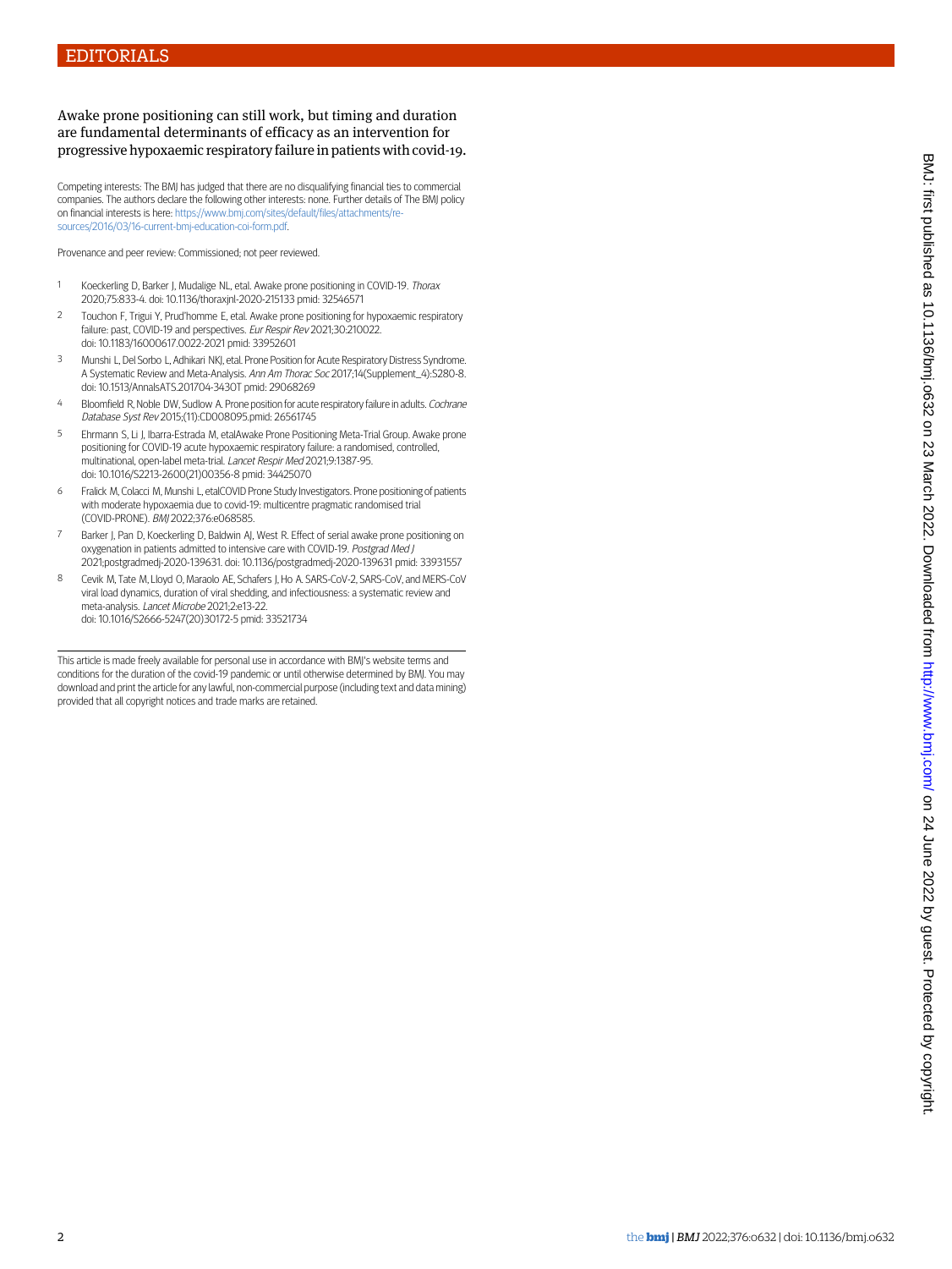Awake prone positioning can still work, but timing and duration are fundamental determinants of efficacy as an intervention for progressive hypoxaemic respiratory failure in patients with covid-19.

Competing interests: The BMJ has judged that there are no disqualifying financial ties to commercial companies. The authors declare the following other interests: none. Further details of The BMJ policy on financial interests is here: https://www.bmj.com/sites/default/files/attachments/resources/2016/03/16-current-bmj-education-coi-form.pdf.

Provenance and peer review: Commissioned; not peer reviewed.

1. Koeckerling D, Barker J, Mudalige NL, etal. Awake prone positioning in COVID-19. *Thorax* 2020;75:833-4. doi: 10.1136/thoraxjnl-2020-215133 pmid: 32546571
2. Touchon F, Trigui Y, Prud'homme E, etal. Awake prone positioning for hypoxaemic respiratory failure: past, COVID-19 and perspectives. *Eur Respir Rev* 2021;30:210022. doi: 10.1183/16000617.0022-2021 pmid: 33952601
3. Munshi L, Del Sorbo L, Adhikari NKJ, etal. Prone Position for Acute Respiratory Distress Syndrome. A Systematic Review and Meta-Analysis. *Ann Am Thorac Soc* 2017;14(Supplement_4):S280-8. doi: 10.1513/AnnalsATS.201704-343OT pmid: 29068269
4. Bloomfield R, Noble DW, Sudlow A. Prone position for acute respiratory failure in adults. *Cochrane Database Syst Rev* 2015;(11):CD008095.pmid: 26561745
5. Ehrmann S, Li J, Ibarra-Estrada M, etalAwake Prone Positioning Meta-Trial Group. Awake prone positioning for COVID-19 acute hypoxaemic respiratory failure: a randomised, controlled, multinational, open-label meta-trial. *Lancet Respir Med* 2021;9:1387-95. doi: 10.1016/S2213-2600(21)00356-8 pmid: 34425070
6. Fralick M, Colacci M, Munshi L, etalCOVID Prone Study Investigators. Prone positioning of patients with moderate hypoxaemia due to covid-19: multicentre pragmatic randomised trial (COVID-PRONE). *BMJ* 2022;376:e068585.
7. Barker J, Pan D, Koeckerling D, Baldwin AJ, West R. Effect of serial awake prone positioning on oxygenation in patients admitted to intensive care with COVID-19. *Postgrad Med J* 2021;postgradmedj-2020-139631. doi: 10.1136/postgradmedj-2020-139631 pmid: 33931557
8. Cevik M, Tate M, Lloyd O, Maraolo AE, Schafers J, Ho A. SARS-CoV-2, SARS-CoV, and MERS-CoV viral load dynamics, duration of viral shedding, and infectiousness: a systematic review and meta-analysis. *Lancet Microbe* 2021;2:e13-22. doi: 10.1016/S2666-5247(20)30172-5 pmid: 33521734

This article is made freely available for personal use in accordance with BMJ's website terms and conditions for the duration of the covid-19 pandemic or until otherwise determined by BMJ. You may download and print the article for any lawful, non-commercial purpose (including text and data mining) provided that all copyright notices and trade marks are retained.